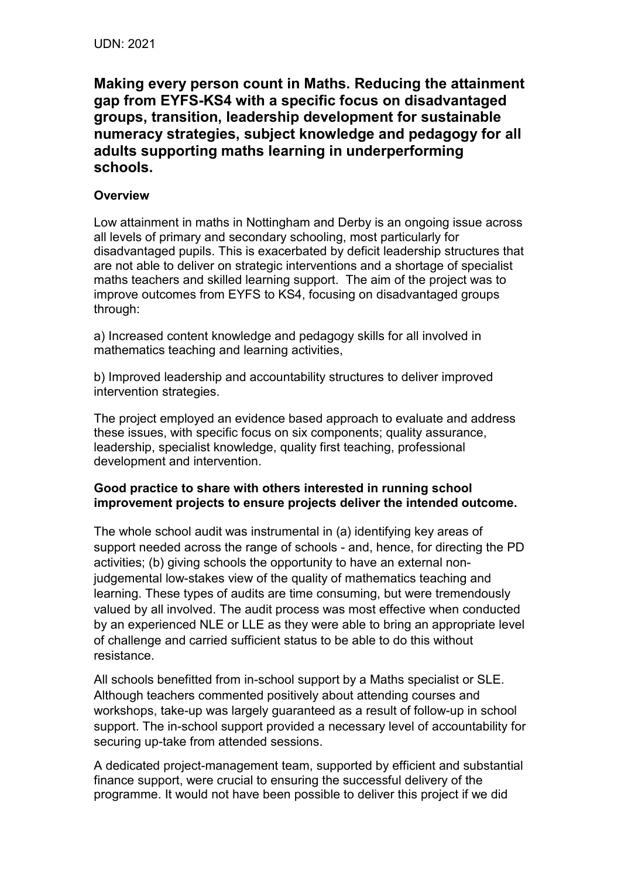UDN: 2021

# Making every person count in Maths. Reducing the attainment gap from EYFS-KS4 with a specific focus on disadvantaged groups, transition, leadership development for sustainable numeracy strategies, subject knowledge and pedagogy for all adults supporting maths learning in underperforming schools.

### Overview

Low attainment in maths in Nottingham and Derby is an ongoing issue across all levels of primary and secondary schooling, most particularly for disadvantaged pupils. This is exacerbated by deficit leadership structures that are not able to deliver on strategic interventions and a shortage of specialist maths teachers and skilled learning support. The aim of the project was to improve outcomes from EYFS to KS4, focusing on disadvantaged groups through:

a) Increased content knowledge and pedagogy skills for all involved in mathematics teaching and learning activities,

b) Improved leadership and accountability structures to deliver improved intervention strategies.

The project employed an evidence based approach to evaluate and address these issues, with specific focus on six components; quality assurance, leadership, specialist knowledge, quality first teaching, professional development and intervention.

### Good practice to share with others interested in running school improvement projects to ensure projects deliver the intended outcome.

The whole school audit was instrumental in (a) identifying key areas of support needed across the range of schools - and, hence, for directing the PD activities; (b) giving schools the opportunity to have an external non-judgemental low-stakes view of the quality of mathematics teaching and learning. These types of audits are time consuming, but were tremendously valued by all involved. The audit process was most effective when conducted by an experienced NLE or LLE as they were able to bring an appropriate level of challenge and carried sufficient status to be able to do this without resistance.

All schools benefitted from in-school support by a Maths specialist or SLE. Although teachers commented positively about attending courses and workshops, take-up was largely guaranteed as a result of follow-up in school support. The in-school support provided a necessary level of accountability for securing up-take from attended sessions.

A dedicated project-management team, supported by efficient and substantial finance support, were crucial to ensuring the successful delivery of the programme. It would not have been possible to deliver this project if we did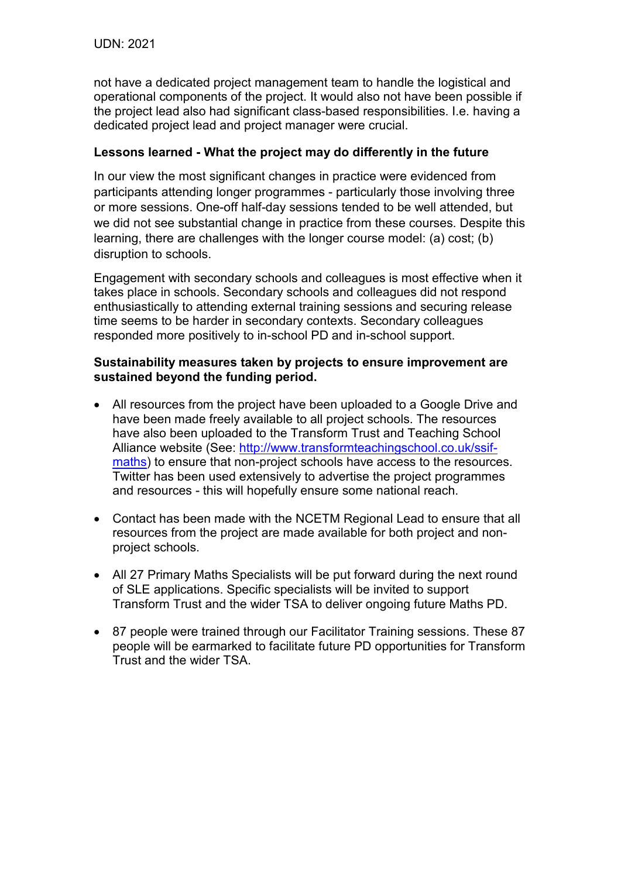not have a dedicated project management team to handle the logistical and operational components of the project. It would also not have been possible if the project lead also had significant class-based responsibilities. I.e. having a dedicated project lead and project manager were crucial.

**Lessons learned - What the project may do differently in the future**

In our view the most significant changes in practice were evidenced from participants attending longer programmes - particularly those involving three or more sessions. One-off half-day sessions tended to be well attended, but we did not see substantial change in practice from these courses. Despite this learning, there are challenges with the longer course model: (a) cost; (b) disruption to schools.

Engagement with secondary schools and colleagues is most effective when it takes place in schools. Secondary schools and colleagues did not respond enthusiastically to attending external training sessions and securing release time seems to be harder in secondary contexts. Secondary colleagues responded more positively to in-school PD and in-school support.

**Sustainability measures taken by projects to ensure improvement are sustained beyond the funding period.**

- All resources from the project have been uploaded to a Google Drive and have been made freely available to all project schools. The resources have also been uploaded to the Transform Trust and Teaching School Alliance website (See: [http://www.transformteachingschool.co.uk/ssif-maths](http://www.transformteachingschool.co.uk/ssif-maths)) to ensure that non-project schools have access to the resources. Twitter has been used extensively to advertise the project programmes and resources - this will hopefully ensure some national reach.

- Contact has been made with the NCETM Regional Lead to ensure that all resources from the project are made available for both project and non-project schools.

- All 27 Primary Maths Specialists will be put forward during the next round of SLE applications. Specific specialists will be invited to support Transform Trust and the wider TSA to deliver ongoing future Maths PD.

- 87 people were trained through our Facilitator Training sessions. These 87 people will be earmarked to facilitate future PD opportunities for Transform Trust and the wider TSA.